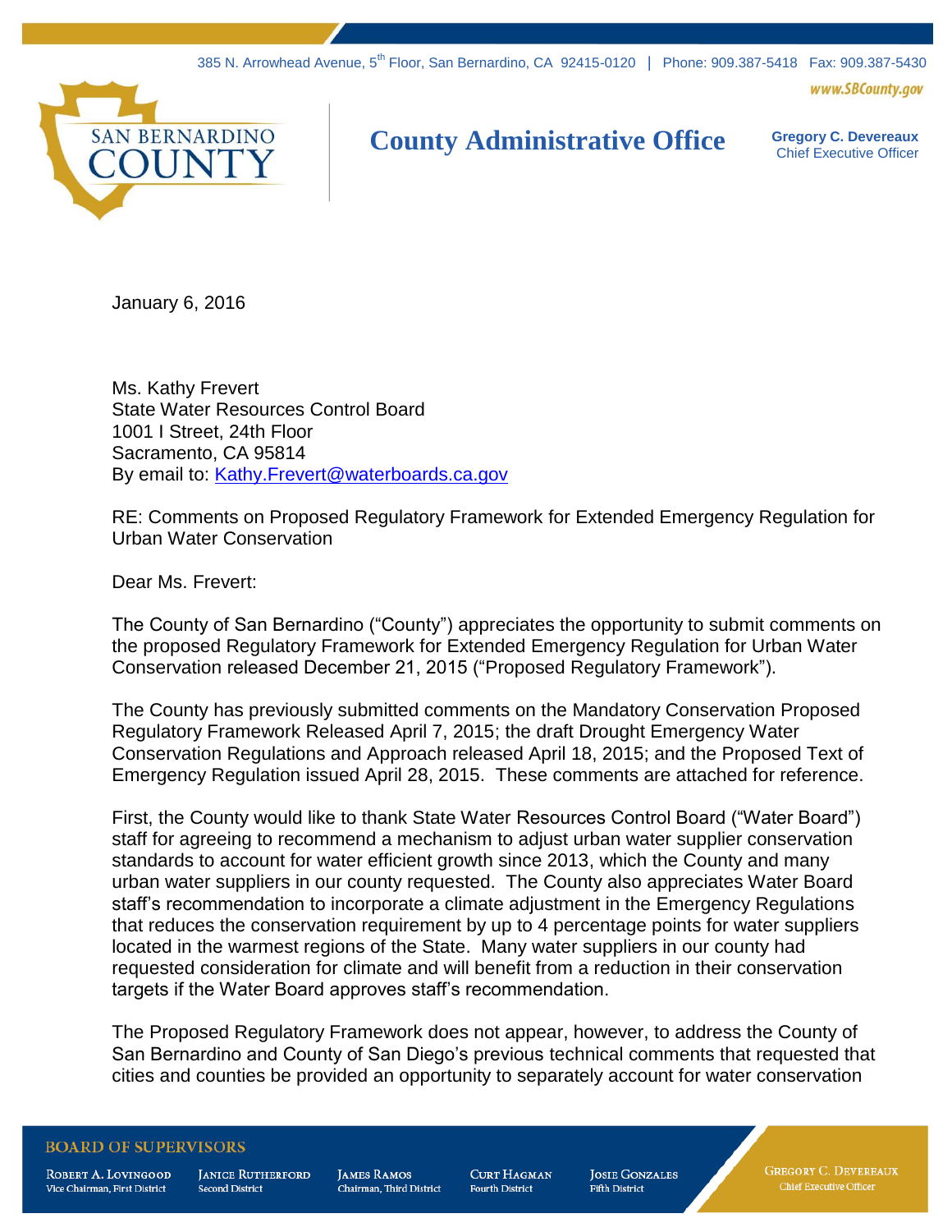385 N. Arrowhead Avenue, 5th Floor, San Bernardino, CA 92415-0120 | Phone: 909.387-5418 Fax: 909.387-5430

www.SBCounty.gov

SAN BERNARDINO COUNTY

# County Administrative Office

**Gregory C. Devereaux**
Chief Executive Officer

January 6, 2016

Ms. Kathy Frevert
State Water Resources Control Board
1001 I Street, 24th Floor
Sacramento, CA 95814
By email to: Kathy.Frevert@waterboards.ca.gov

RE: Comments on Proposed Regulatory Framework for Extended Emergency Regulation for Urban Water Conservation

Dear Ms. Frevert:

The County of San Bernardino ("County") appreciates the opportunity to submit comments on the proposed Regulatory Framework for Extended Emergency Regulation for Urban Water Conservation released December 21, 2015 ("Proposed Regulatory Framework").

The County has previously submitted comments on the Mandatory Conservation Proposed Regulatory Framework Released April 7, 2015; the draft Drought Emergency Water Conservation Regulations and Approach released April 18, 2015; and the Proposed Text of Emergency Regulation issued April 28, 2015. These comments are attached for reference.

First, the County would like to thank State Water Resources Control Board ("Water Board") staff for agreeing to recommend a mechanism to adjust urban water supplier conservation standards to account for water efficient growth since 2013, which the County and many urban water suppliers in our county requested. The County also appreciates Water Board staff's recommendation to incorporate a climate adjustment in the Emergency Regulations that reduces the conservation requirement by up to 4 percentage points for water suppliers located in the warmest regions of the State. Many water suppliers in our county had requested consideration for climate and will benefit from a reduction in their conservation targets if the Water Board approves staff's recommendation.

The Proposed Regulatory Framework does not appear, however, to address the County of San Bernardino and County of San Diego's previous technical comments that requested that cities and counties be provided an opportunity to separately account for water conservation

BOARD OF SUPERVISORS

Robert A. Lovingood, Vice Chairman, First District | Janice Rutherford, Second District | James Ramos, Chairman, Third District | Curt Hagman, Fourth District | Josie Gonzales, Fifth District | Gregory C. Devereaux, Chief Executive Officer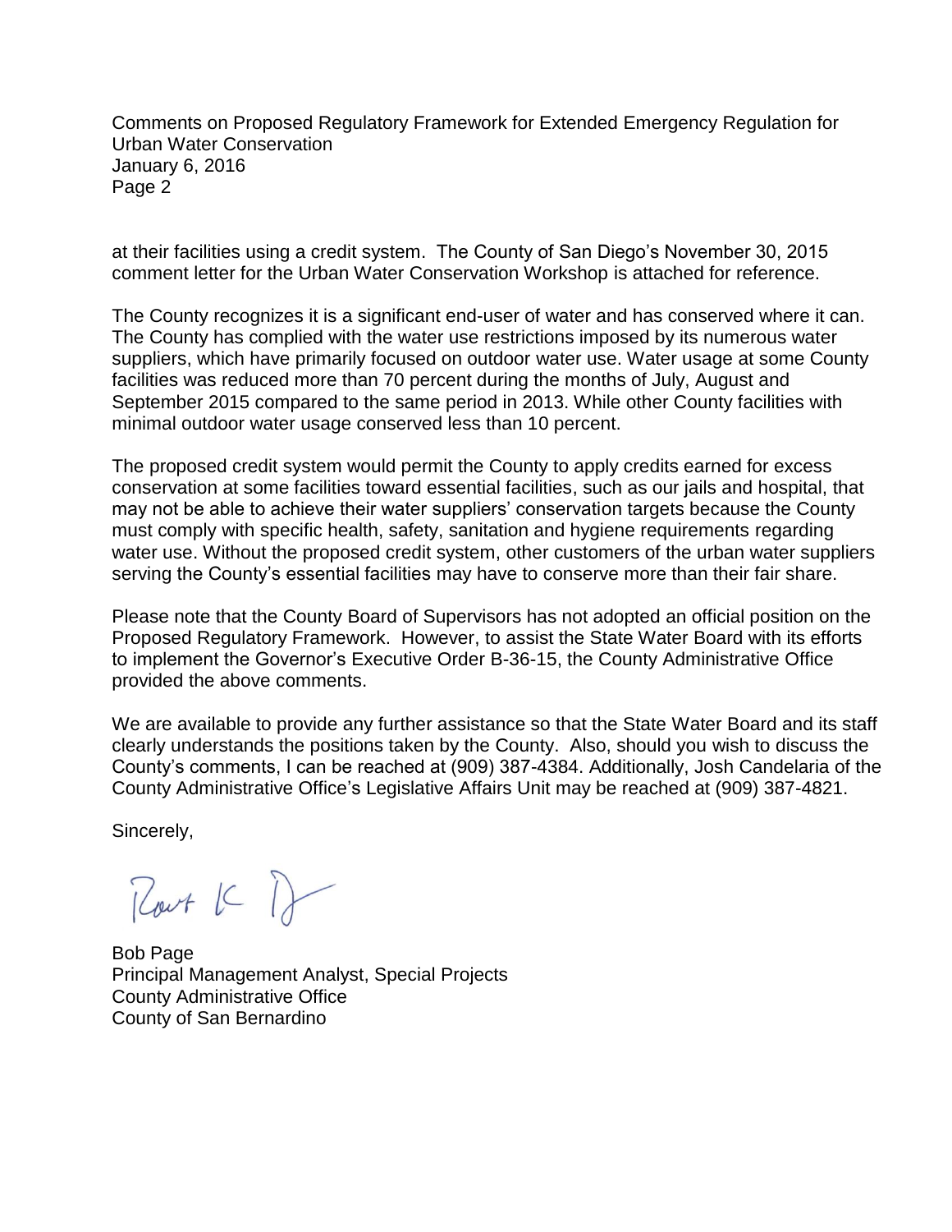at their facilities using a credit system. The County of San Diego's November 30, 2015 comment letter for the Urban Water Conservation Workshop is attached for reference.

The County recognizes it is a significant end-user of water and has conserved where it can. The County has complied with the water use restrictions imposed by its numerous water suppliers, which have primarily focused on outdoor water use. Water usage at some County facilities was reduced more than 70 percent during the months of July, August and September 2015 compared to the same period in 2013. While other County facilities with minimal outdoor water usage conserved less than 10 percent.

The proposed credit system would permit the County to apply credits earned for excess conservation at some facilities toward essential facilities, such as our jails and hospital, that may not be able to achieve their water suppliers' conservation targets because the County must comply with specific health, safety, sanitation and hygiene requirements regarding water use. Without the proposed credit system, other customers of the urban water suppliers serving the County's essential facilities may have to conserve more than their fair share.

Please note that the County Board of Supervisors has not adopted an official position on the Proposed Regulatory Framework. However, to assist the State Water Board with its efforts to implement the Governor's Executive Order B-36-15, the County Administrative Office provided the above comments.

We are available to provide any further assistance so that the State Water Board and its staff clearly understands the positions taken by the County. Also, should you wish to discuss the County's comments, I can be reached at (909) 387-4384. Additionally, Josh Candelaria of the County Administrative Office's Legislative Affairs Unit may be reached at (909) 387-4821.

Sincerely,

Bob Page
Principal Management Analyst, Special Projects
County Administrative Office
County of San Bernardino